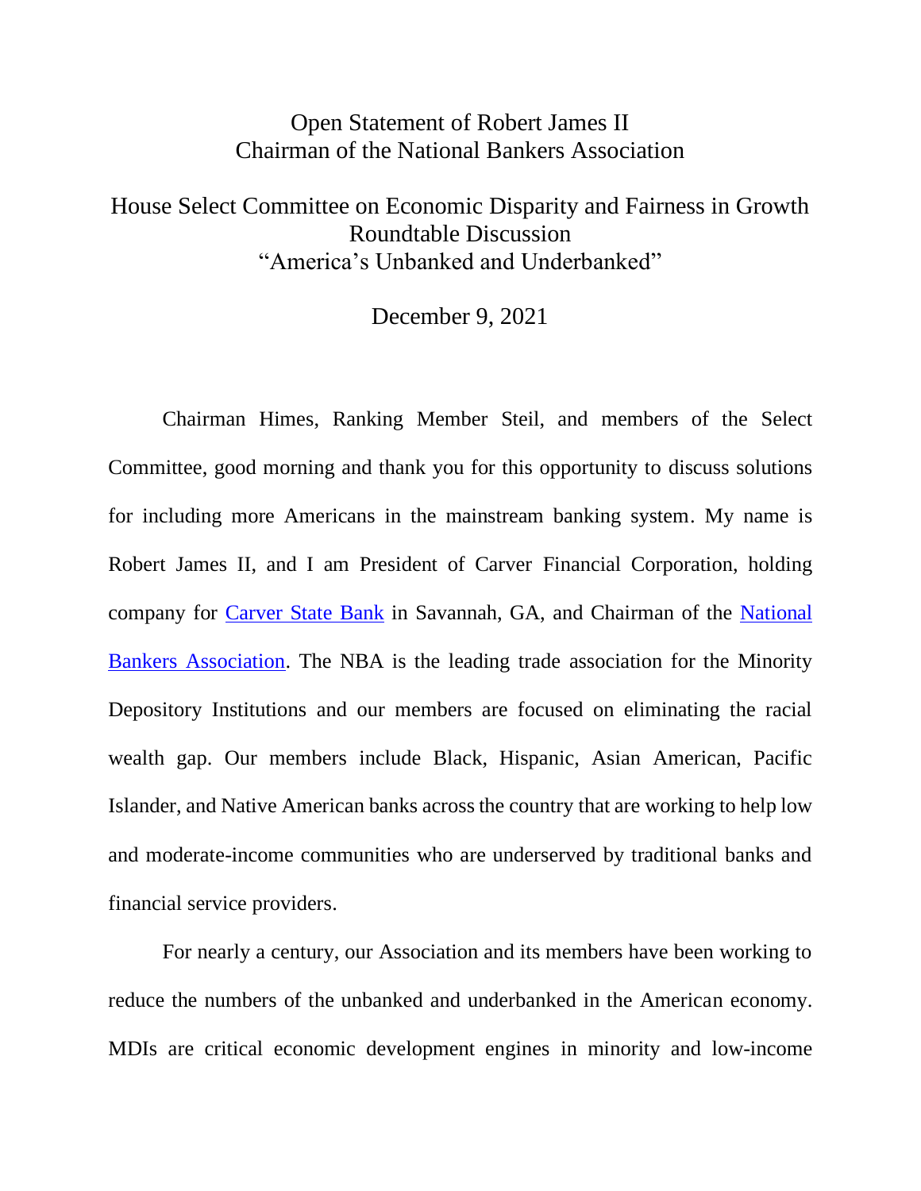# Open Statement of Robert James II
## Chairman of the National Bankers Association

## House Select Committee on Economic Disparity and Fairness in Growth
## Roundtable Discussion
## "America's Unbanked and Underbanked"

December 9, 2021

Chairman Himes, Ranking Member Steil, and members of the Select Committee, good morning and thank you for this opportunity to discuss solutions for including more Americans in the mainstream banking system. My name is Robert James II, and I am President of Carver Financial Corporation, holding company for Carver State Bank in Savannah, GA, and Chairman of the National Bankers Association. The NBA is the leading trade association for the Minority Depository Institutions and our members are focused on eliminating the racial wealth gap. Our members include Black, Hispanic, Asian American, Pacific Islander, and Native American banks across the country that are working to help low and moderate-income communities who are underserved by traditional banks and financial service providers.

For nearly a century, our Association and its members have been working to reduce the numbers of the unbanked and underbanked in the American economy. MDIs are critical economic development engines in minority and low-income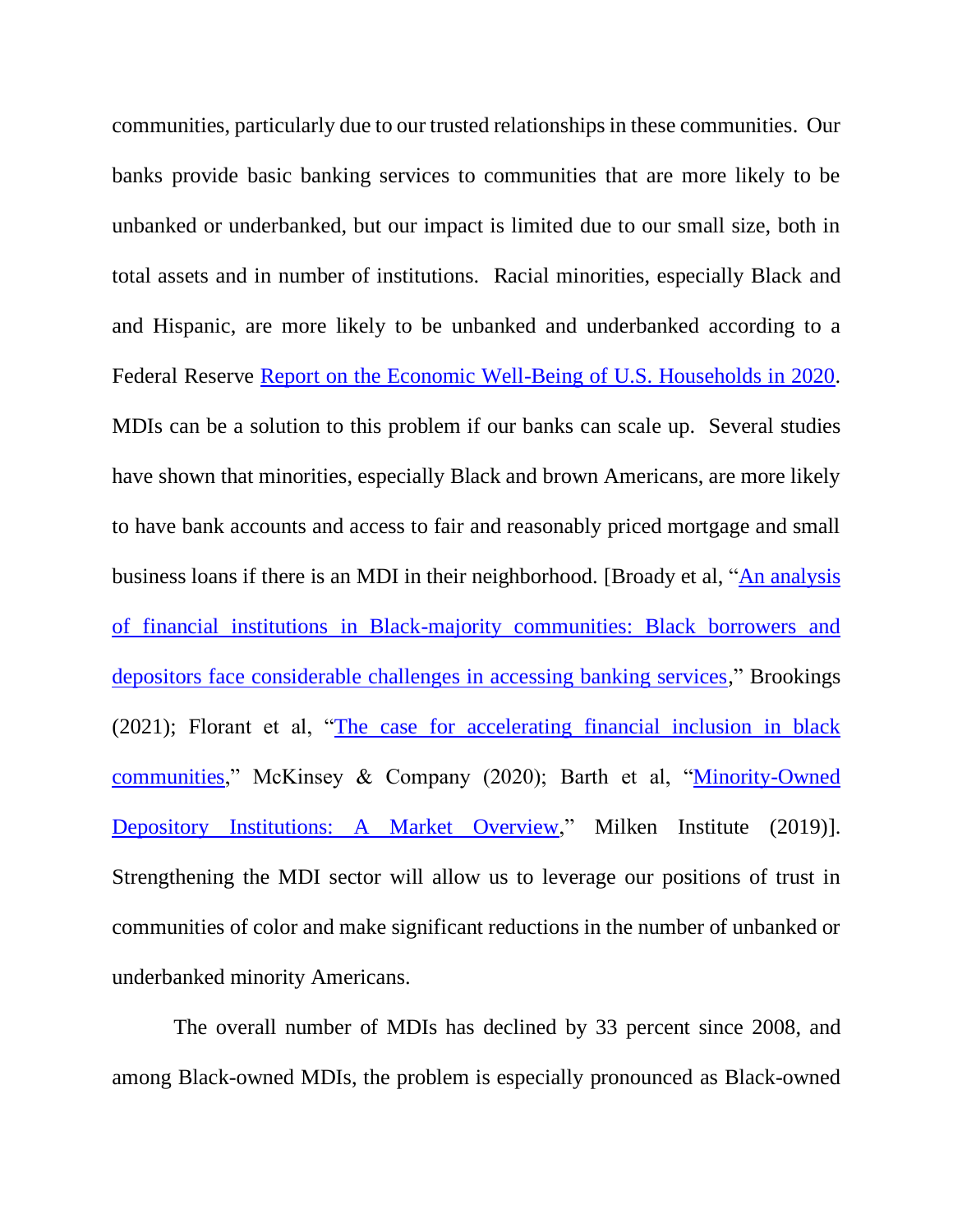communities, particularly due to our trusted relationships in these communities. Our banks provide basic banking services to communities that are more likely to be unbanked or underbanked, but our impact is limited due to our small size, both in total assets and in number of institutions. Racial minorities, especially Black and and Hispanic, are more likely to be unbanked and underbanked according to a Federal Reserve Report on the Economic Well-Being of U.S. Households in 2020. MDIs can be a solution to this problem if our banks can scale up. Several studies have shown that minorities, especially Black and brown Americans, are more likely to have bank accounts and access to fair and reasonably priced mortgage and small business loans if there is an MDI in their neighborhood. [Broady et al, "An analysis of financial institutions in Black-majority communities: Black borrowers and depositors face considerable challenges in accessing banking services," Brookings (2021); Florant et al, "The case for accelerating financial inclusion in black communities," McKinsey & Company (2020); Barth et al, "Minority-Owned Depository Institutions: A Market Overview," Milken Institute (2019)]. Strengthening the MDI sector will allow us to leverage our positions of trust in communities of color and make significant reductions in the number of unbanked or underbanked minority Americans.

The overall number of MDIs has declined by 33 percent since 2008, and among Black-owned MDIs, the problem is especially pronounced as Black-owned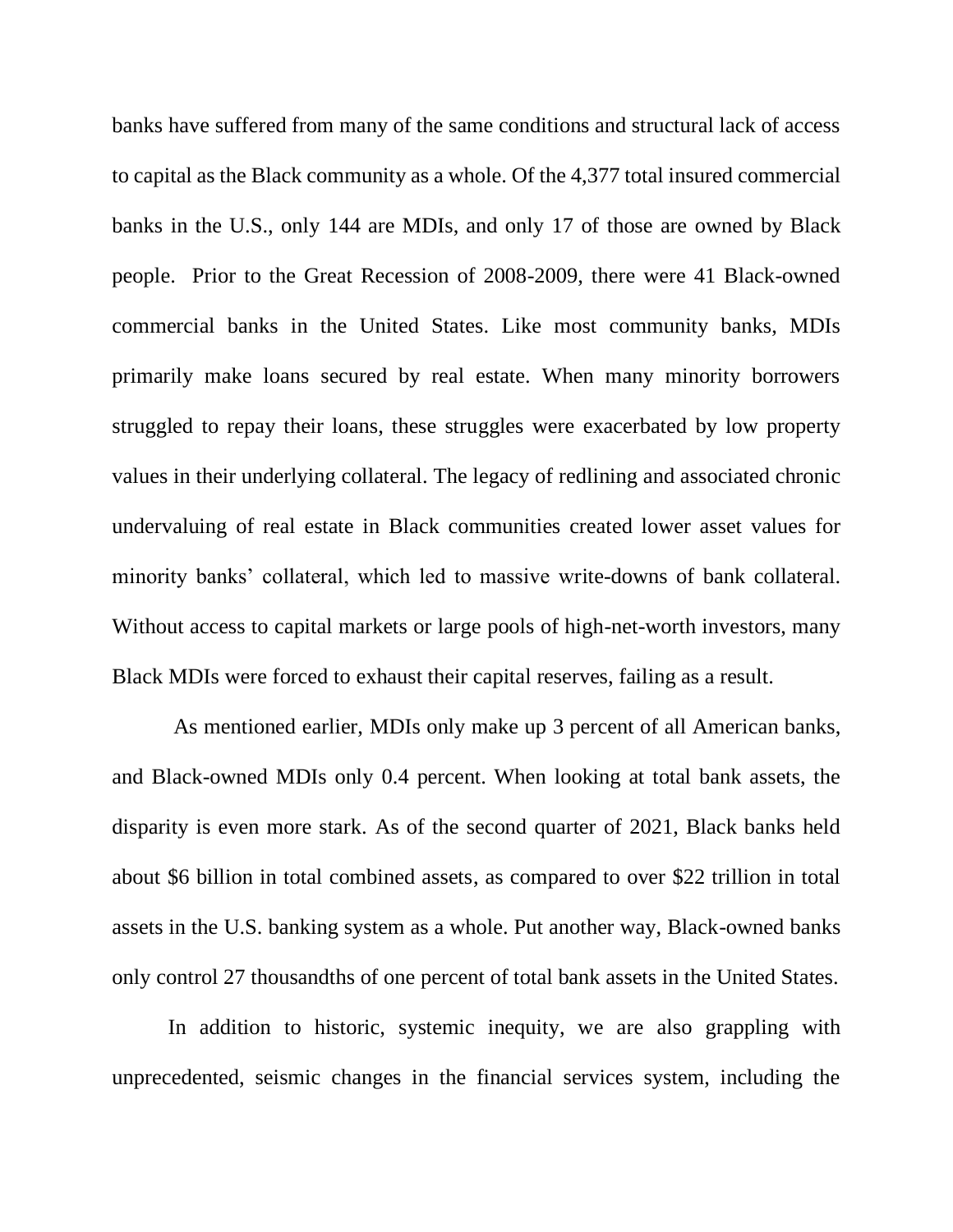banks have suffered from many of the same conditions and structural lack of access to capital as the Black community as a whole. Of the 4,377 total insured commercial banks in the U.S., only 144 are MDIs, and only 17 of those are owned by Black people. Prior to the Great Recession of 2008-2009, there were 41 Black-owned commercial banks in the United States. Like most community banks, MDIs primarily make loans secured by real estate. When many minority borrowers struggled to repay their loans, these struggles were exacerbated by low property values in their underlying collateral. The legacy of redlining and associated chronic undervaluing of real estate in Black communities created lower asset values for minority banks' collateral, which led to massive write-downs of bank collateral. Without access to capital markets or large pools of high-net-worth investors, many Black MDIs were forced to exhaust their capital reserves, failing as a result.

As mentioned earlier, MDIs only make up 3 percent of all American banks, and Black-owned MDIs only 0.4 percent. When looking at total bank assets, the disparity is even more stark. As of the second quarter of 2021, Black banks held about $6 billion in total combined assets, as compared to over $22 trillion in total assets in the U.S. banking system as a whole. Put another way, Black-owned banks only control 27 thousandths of one percent of total bank assets in the United States.

In addition to historic, systemic inequity, we are also grappling with unprecedented, seismic changes in the financial services system, including the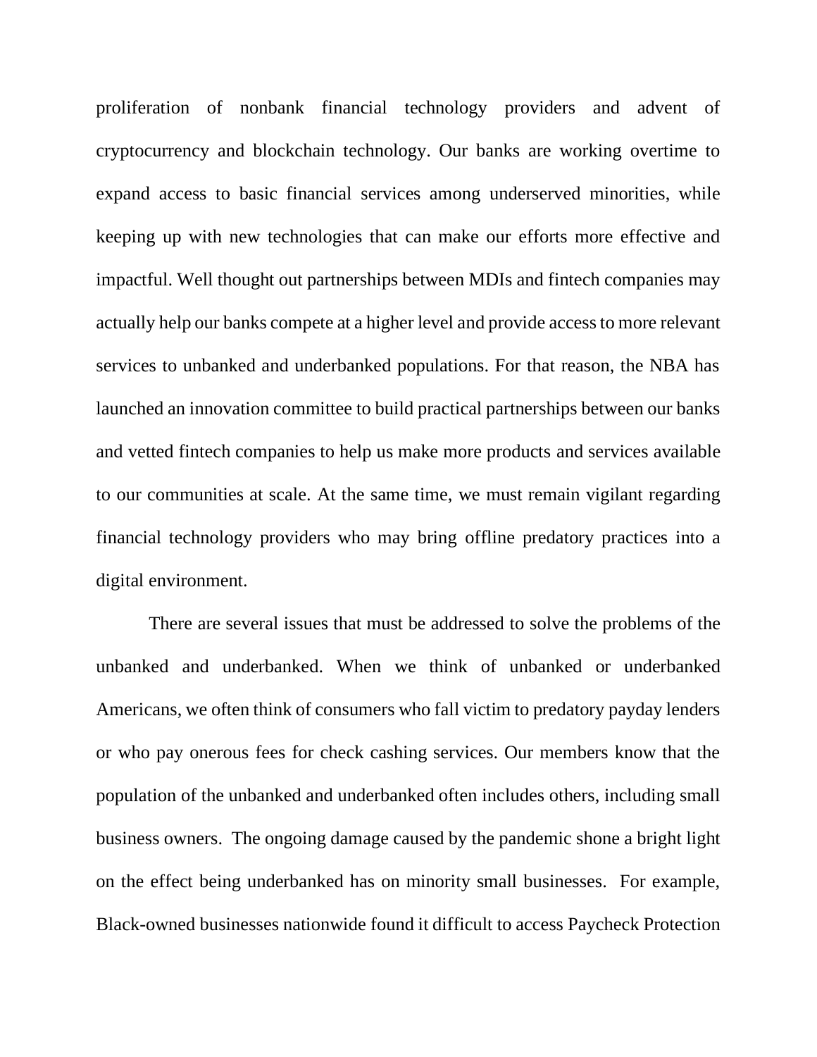proliferation of nonbank financial technology providers and advent of cryptocurrency and blockchain technology. Our banks are working overtime to expand access to basic financial services among underserved minorities, while keeping up with new technologies that can make our efforts more effective and impactful. Well thought out partnerships between MDIs and fintech companies may actually help our banks compete at a higher level and provide access to more relevant services to unbanked and underbanked populations. For that reason, the NBA has launched an innovation committee to build practical partnerships between our banks and vetted fintech companies to help us make more products and services available to our communities at scale. At the same time, we must remain vigilant regarding financial technology providers who may bring offline predatory practices into a digital environment.

There are several issues that must be addressed to solve the problems of the unbanked and underbanked. When we think of unbanked or underbanked Americans, we often think of consumers who fall victim to predatory payday lenders or who pay onerous fees for check cashing services. Our members know that the population of the unbanked and underbanked often includes others, including small business owners. The ongoing damage caused by the pandemic shone a bright light on the effect being underbanked has on minority small businesses. For example, Black-owned businesses nationwide found it difficult to access Paycheck Protection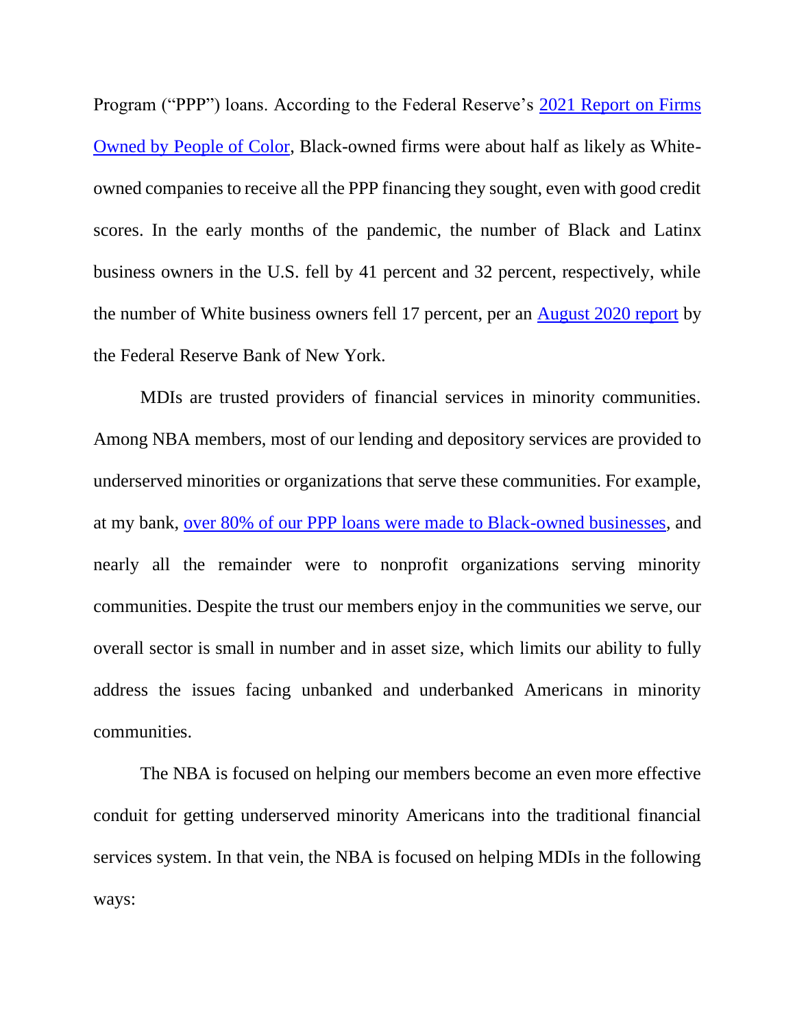Program ("PPP") loans. According to the Federal Reserve's [2021 Report on Firms Owned by People of Color](), Black-owned firms were about half as likely as White-owned companies to receive all the PPP financing they sought, even with good credit scores. In the early months of the pandemic, the number of Black and Latinx business owners in the U.S. fell by 41 percent and 32 percent, respectively, while the number of White business owners fell 17 percent, per an [August 2020 report]() by the Federal Reserve Bank of New York.

MDIs are trusted providers of financial services in minority communities. Among NBA members, most of our lending and depository services are provided to underserved minorities or organizations that serve these communities. For example, at my bank, [over 80% of our PPP loans were made to Black-owned businesses](), and nearly all the remainder were to nonprofit organizations serving minority communities. Despite the trust our members enjoy in the communities we serve, our overall sector is small in number and in asset size, which limits our ability to fully address the issues facing unbanked and underbanked Americans in minority communities.

The NBA is focused on helping our members become an even more effective conduit for getting underserved minority Americans into the traditional financial services system. In that vein, the NBA is focused on helping MDIs in the following ways: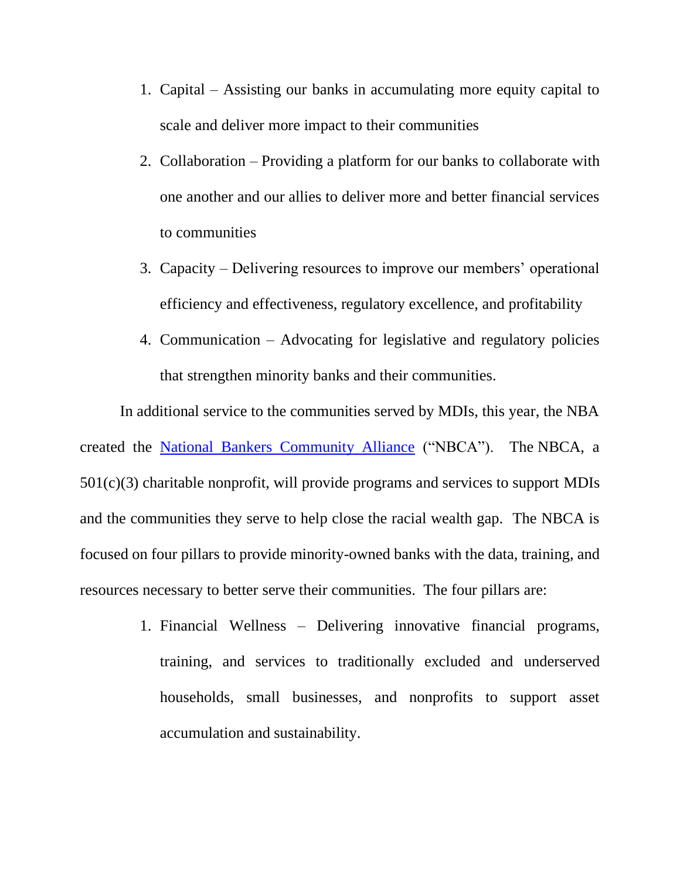1. Capital – Assisting our banks in accumulating more equity capital to scale and deliver more impact to their communities
2. Collaboration – Providing a platform for our banks to collaborate with one another and our allies to deliver more and better financial services to communities
3. Capacity – Delivering resources to improve our members' operational efficiency and effectiveness, regulatory excellence, and profitability
4. Communication – Advocating for legislative and regulatory policies that strengthen minority banks and their communities.

In additional service to the communities served by MDIs, this year, the NBA created the National Bankers Community Alliance ("NBCA"). The NBCA, a 501(c)(3) charitable nonprofit, will provide programs and services to support MDIs and the communities they serve to help close the racial wealth gap. The NBCA is focused on four pillars to provide minority-owned banks with the data, training, and resources necessary to better serve their communities. The four pillars are:

1. Financial Wellness – Delivering innovative financial programs, training, and services to traditionally excluded and underserved households, small businesses, and nonprofits to support asset accumulation and sustainability.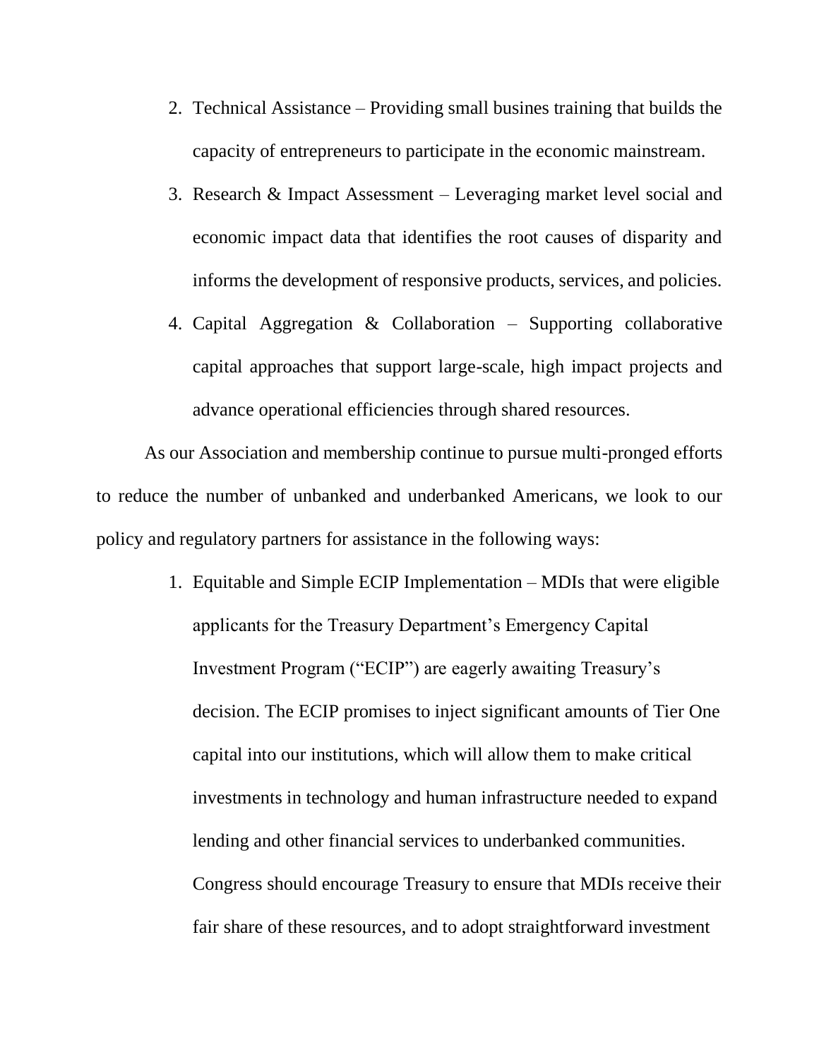2. Technical Assistance – Providing small busines training that builds the capacity of entrepreneurs to participate in the economic mainstream.
3. Research & Impact Assessment – Leveraging market level social and economic impact data that identifies the root causes of disparity and informs the development of responsive products, services, and policies.
4. Capital Aggregation & Collaboration – Supporting collaborative capital approaches that support large-scale, high impact projects and advance operational efficiencies through shared resources.

As our Association and membership continue to pursue multi-pronged efforts to reduce the number of unbanked and underbanked Americans, we look to our policy and regulatory partners for assistance in the following ways:

1. Equitable and Simple ECIP Implementation – MDIs that were eligible applicants for the Treasury Department's Emergency Capital Investment Program ("ECIP") are eagerly awaiting Treasury's decision. The ECIP promises to inject significant amounts of Tier One capital into our institutions, which will allow them to make critical investments in technology and human infrastructure needed to expand lending and other financial services to underbanked communities. Congress should encourage Treasury to ensure that MDIs receive their fair share of these resources, and to adopt straightforward investment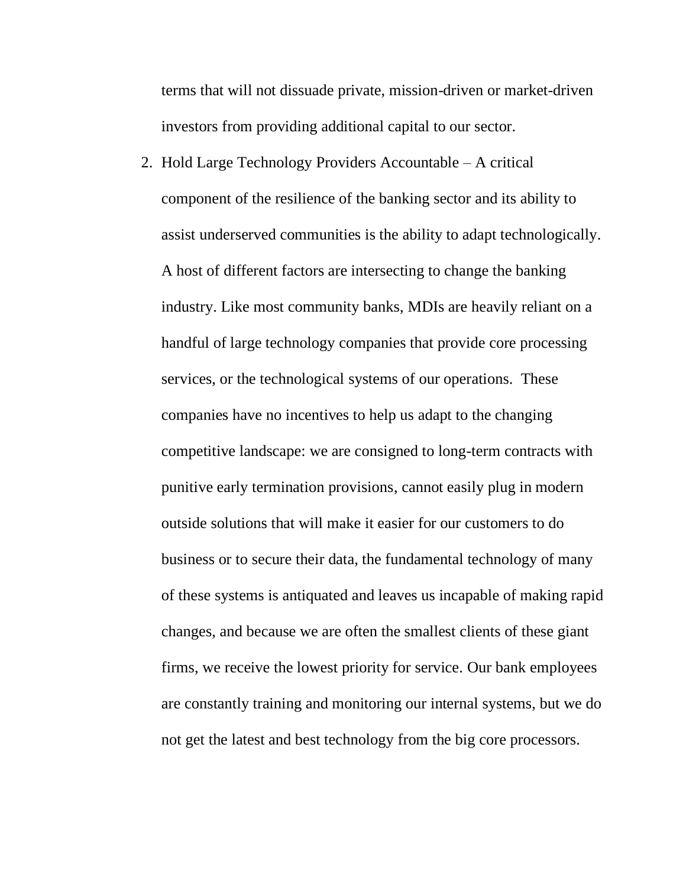terms that will not dissuade private, mission-driven or market-driven investors from providing additional capital to our sector.

2. Hold Large Technology Providers Accountable – A critical component of the resilience of the banking sector and its ability to assist underserved communities is the ability to adapt technologically. A host of different factors are intersecting to change the banking industry. Like most community banks, MDIs are heavily reliant on a handful of large technology companies that provide core processing services, or the technological systems of our operations. These companies have no incentives to help us adapt to the changing competitive landscape: we are consigned to long-term contracts with punitive early termination provisions, cannot easily plug in modern outside solutions that will make it easier for our customers to do business or to secure their data, the fundamental technology of many of these systems is antiquated and leaves us incapable of making rapid changes, and because we are often the smallest clients of these giant firms, we receive the lowest priority for service. Our bank employees are constantly training and monitoring our internal systems, but we do not get the latest and best technology from the big core processors.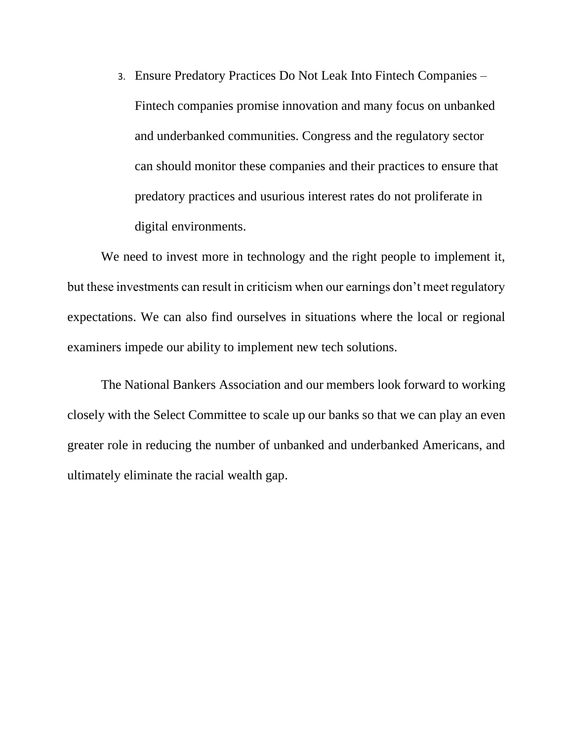3. Ensure Predatory Practices Do Not Leak Into Fintech Companies – Fintech companies promise innovation and many focus on unbanked and underbanked communities. Congress and the regulatory sector can should monitor these companies and their practices to ensure that predatory practices and usurious interest rates do not proliferate in digital environments.

We need to invest more in technology and the right people to implement it, but these investments can result in criticism when our earnings don't meet regulatory expectations. We can also find ourselves in situations where the local or regional examiners impede our ability to implement new tech solutions.

The National Bankers Association and our members look forward to working closely with the Select Committee to scale up our banks so that we can play an even greater role in reducing the number of unbanked and underbanked Americans, and ultimately eliminate the racial wealth gap.